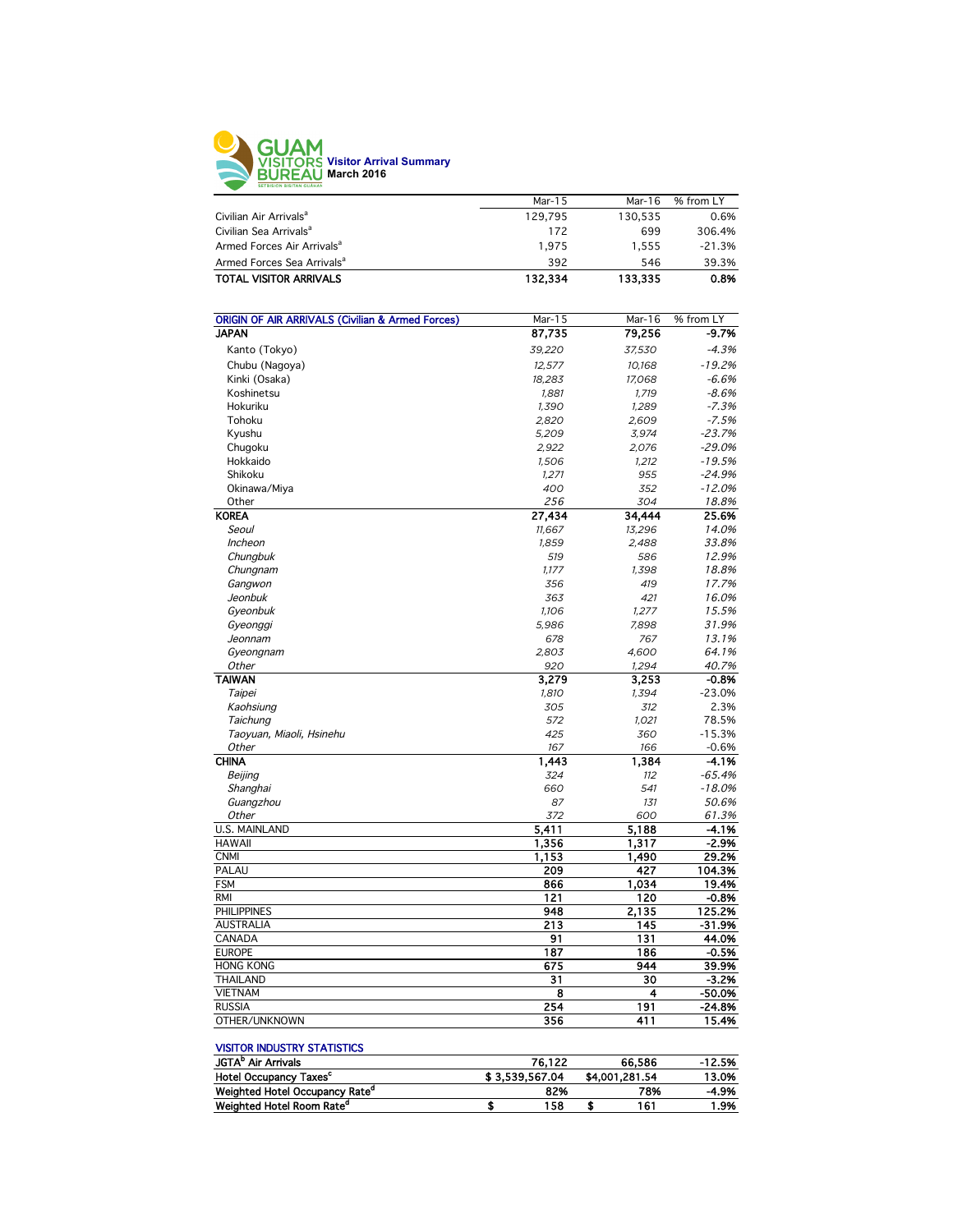# GUAM VISITORS BUREAU

## Visitor Arrival Summary
### March 2016

| | Mar-15 | Mar-16 | % from LY |
|---|---|---|---|
| Civilian Air Arrivals[a] | 129,795 | 130,535 | 0.6% |
| Civilian Sea Arrivals[a] | 172 | 699 | 306.4% |
| Armed Forces Air Arrivals[a] | 1,975 | 1,555 | -21.3% |
| Armed Forces Sea Arrivals[a] | 392 | 546 | 39.3% |
| **TOTAL VISITOR ARRIVALS** | **132,334** | **133,335** | **0.8%** |

| ORIGIN OF AIR ARRIVALS (Civilian & Armed Forces) | Mar-15 | Mar-16 | % from LY |
|---|---|---|---|
| **JAPAN** | **87,735** | **79,256** | **-9.7%** |
| Kanto (Tokyo) | *39,220* | *37,530* | *-4.3%* |
| Chubu (Nagoya) | *12,577* | *10,168* | *-19.2%* |
| Kinki (Osaka) | *18,283* | *17,068* | *-6.6%* |
| Koshinetsu | *1,881* | *1,719* | *-8.6%* |
| Hokuriku | *1,390* | *1,289* | *-7.3%* |
| Tohoku | *2,820* | *2,609* | *-7.5%* |
| Kyushu | *5,209* | *3,974* | *-23.7%* |
| Chugoku | *2,922* | *2,076* | *-29.0%* |
| Hokkaido | *1,506* | *1,212* | *-19.5%* |
| Shikoku | *1,271* | *955* | *-24.9%* |
| Okinawa/Miya | *400* | *352* | *-12.0%* |
| Other | *256* | *304* | *18.8%* |
| **KOREA** | **27,434** | **34,444** | **25.6%** |
| *Seoul* | *11,667* | *13,296* | *14.0%* |
| *Incheon* | *1,859* | *2,488* | *33.8%* |
| *Chungbuk* | *519* | *586* | *12.9%* |
| *Chungnam* | *1,177* | *1,398* | *18.8%* |
| *Gangwon* | *356* | *419* | *17.7%* |
| *Jeonbuk* | *363* | *421* | *16.0%* |
| *Gyeonbuk* | *1,106* | *1,277* | *15.5%* |
| *Gyeonggi* | *5,986* | *7,898* | *31.9%* |
| *Jeonnam* | *678* | *767* | *13.1%* |
| *Gyeongnam* | *2,803* | *4,600* | *64.1%* |
| *Other* | *920* | *1,294* | *40.7%* |
| **TAIWAN** | **3,279** | **3,253** | **-0.8%** |
| *Taipei* | *1,810* | *1,394* | -23.0% |
| *Kaohsiung* | *305* | *312* | 2.3% |
| *Taichung* | *572* | *1,021* | 78.5% |
| *Taoyuan, Miaoli, Hsinehu* | *425* | *360* | -15.3% |
| *Other* | *167* | *166* | -0.6% |
| **CHINA** | **1,443** | **1,384** | **-4.1%** |
| *Beijing* | *324* | *112* | *-65.4%* |
| *Shanghai* | *660* | *541* | *-18.0%* |
| *Guangzhou* | *87* | *131* | *50.6%* |
| *Other* | *372* | *600* | *61.3%* |
| U.S. MAINLAND | **5,411** | **5,188** | **-4.1%** |
| HAWAII | **1,356** | **1,317** | **-2.9%** |
| CNMI | **1,153** | **1,490** | **29.2%** |
| PALAU | **209** | **427** | **104.3%** |
| FSM | **866** | **1,034** | **19.4%** |
| RMI | **121** | **120** | **-0.8%** |
| PHILIPPINES | **948** | **2,135** | **125.2%** |
| AUSTRALIA | **213** | **145** | **-31.9%** |
| CANADA | **91** | **131** | **44.0%** |
| EUROPE | **187** | **186** | **-0.5%** |
| HONG KONG | **675** | **944** | **39.9%** |
| THAILAND | **31** | **30** | **-3.2%** |
| VIETNAM | **8** | **4** | **-50.0%** |
| RUSSIA | **254** | **191** | **-24.8%** |
| OTHER/UNKNOWN | **356** | **411** | **15.4%** |

| VISITOR INDUSTRY STATISTICS | | | |
|---|---|---|---|
| **JGTA[b] Air Arrivals** | **76,122** | **66,586** | **-12.5%** |
| **Hotel Occupancy Taxes[c]** | **$ 3,539,567.04** | **$4,001,281.54** | **13.0%** |
| **Weighted Hotel Occupancy Rate[d]** | **82%** | **78%** | **-4.9%** |
| **Weighted Hotel Room Rate[d]** | **$ 158** | **$ 161** | **1.9%** |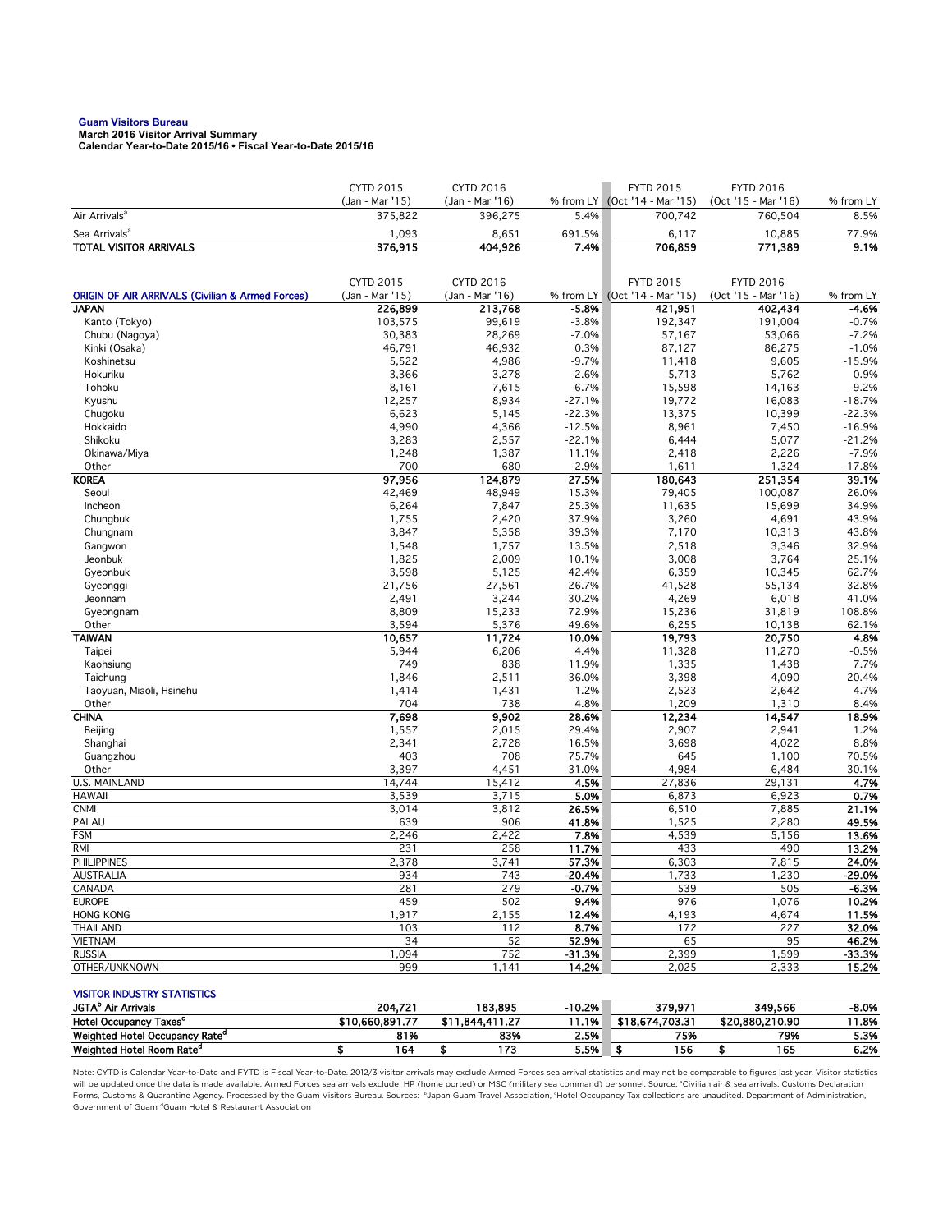**Guam Visitors Bureau**
**March 2016 Visitor Arrival Summary**
**Calendar Year-to-Date 2015/16 • Fiscal Year-to-Date 2015/16**

| | CYTD 2015 (Jan - Mar '15) | CYTD 2016 (Jan - Mar '16) | % from LY | FYTD 2015 (Oct '14 - Mar '15) | FYTD 2016 (Oct '15 - Mar '16) | % from LY |
|---|---|---|---|---|---|---|
| Air Arrivals[a] | 375,822 | 396,275 | 5.4% | 700,742 | 760,504 | 8.5% |
| Sea Arrivals[a] | 1,093 | 8,651 | 691.5% | 6,117 | 10,885 | 77.9% |
| **TOTAL VISITOR ARRIVALS** | **376,915** | **404,926** | **7.4%** | **706,859** | **771,389** | **9.1%** |

| ORIGIN OF AIR ARRIVALS (Civilian & Armed Forces) | CYTD 2015 (Jan - Mar '15) | CYTD 2016 (Jan - Mar '16) | % from LY | FYTD 2015 (Oct '14 - Mar '15) | FYTD 2016 (Oct '15 - Mar '16) | % from LY |
|---|---|---|---|---|---|---|
| **JAPAN** | **226,899** | **213,768** | **-5.8%** | **421,951** | **402,434** | **-4.6%** |
| Kanto (Tokyo) | 103,575 | 99,619 | -3.8% | 192,347 | 191,004 | -0.7% |
| Chubu (Nagoya) | 30,383 | 28,269 | -7.0% | 57,167 | 53,066 | -7.2% |
| Kinki (Osaka) | 46,791 | 46,932 | 0.3% | 87,127 | 86,275 | -1.0% |
| Koshinetsu | 5,522 | 4,986 | -9.7% | 11,418 | 9,605 | -15.9% |
| Hokuriku | 3,366 | 3,278 | -2.6% | 5,713 | 5,762 | 0.9% |
| Tohoku | 8,161 | 7,615 | -6.7% | 15,598 | 14,163 | -9.2% |
| Kyushu | 12,257 | 8,934 | -27.1% | 19,772 | 16,083 | -18.7% |
| Chugoku | 6,623 | 5,145 | -22.3% | 13,375 | 10,399 | -22.3% |
| Hokkaido | 4,990 | 4,366 | -12.5% | 8,961 | 7,450 | -16.9% |
| Shikoku | 3,283 | 2,557 | -22.1% | 6,444 | 5,077 | -21.2% |
| Okinawa/Miya | 1,248 | 1,387 | 11.1% | 2,418 | 2,226 | -7.9% |
| Other | 700 | 680 | -2.9% | 1,611 | 1,324 | -17.8% |
| **KOREA** | **97,956** | **124,879** | **27.5%** | **180,643** | **251,354** | **39.1%** |
| Seoul | 42,469 | 48,949 | 15.3% | 79,405 | 100,087 | 26.0% |
| Incheon | 6,264 | 7,847 | 25.3% | 11,635 | 15,699 | 34.9% |
| Chungbuk | 1,755 | 2,420 | 37.9% | 3,260 | 4,691 | 43.9% |
| Chungnam | 3,847 | 5,358 | 39.3% | 7,170 | 10,313 | 43.8% |
| Gangwon | 1,548 | 1,757 | 13.5% | 2,518 | 3,346 | 32.9% |
| Jeonbuk | 1,825 | 2,009 | 10.1% | 3,008 | 3,764 | 25.1% |
| Gyeonbuk | 3,598 | 5,125 | 42.4% | 6,359 | 10,345 | 62.7% |
| Gyeonggi | 21,756 | 27,561 | 26.7% | 41,528 | 55,134 | 32.8% |
| Jeonnam | 2,491 | 3,244 | 30.2% | 4,269 | 6,018 | 41.0% |
| Gyeongnam | 8,809 | 15,233 | 72.9% | 15,236 | 31,819 | 108.8% |
| Other | 3,594 | 5,376 | 49.6% | 6,255 | 10,138 | 62.1% |
| **TAIWAN** | **10,657** | **11,724** | **10.0%** | **19,793** | **20,750** | **4.8%** |
| Taipei | 5,944 | 6,206 | 4.4% | 11,328 | 11,270 | -0.5% |
| Kaohsiung | 749 | 838 | 11.9% | 1,335 | 1,438 | 7.7% |
| Taichung | 1,846 | 2,511 | 36.0% | 3,398 | 4,090 | 20.4% |
| Taoyuan, Miaoli, Hsinehu | 1,414 | 1,431 | 1.2% | 2,523 | 2,642 | 4.7% |
| Other | 704 | 738 | 4.8% | 1,209 | 1,310 | 8.4% |
| **CHINA** | **7,698** | **9,902** | **28.6%** | **12,234** | **14,547** | **18.9%** |
| Beijing | 1,557 | 2,015 | 29.4% | 2,907 | 2,941 | 1.2% |
| Shanghai | 2,341 | 2,728 | 16.5% | 3,698 | 4,022 | 8.8% |
| Guangzhou | 403 | 708 | 75.7% | 645 | 1,100 | 70.5% |
| Other | 3,397 | 4,451 | 31.0% | 4,984 | 6,484 | 30.1% |
| U.S. MAINLAND | 14,744 | 15,412 | **4.5%** | 27,836 | 29,131 | **4.7%** |
| HAWAII | 3,539 | 3,715 | **5.0%** | 6,873 | 6,923 | **0.7%** |
| CNMI | 3,014 | 3,812 | **26.5%** | 6,510 | 7,885 | **21.1%** |
| PALAU | 639 | 906 | **41.8%** | 1,525 | 2,280 | **49.5%** |
| FSM | 2,246 | 2,422 | **7.8%** | 4,539 | 5,156 | **13.6%** |
| RMI | 231 | 258 | **11.7%** | 433 | 490 | **13.2%** |
| PHILIPPINES | 2,378 | 3,741 | **57.3%** | 6,303 | 7,815 | **24.0%** |
| AUSTRALIA | 934 | 743 | **-20.4%** | 1,733 | 1,230 | **-29.0%** |
| CANADA | 281 | 279 | **-0.7%** | 539 | 505 | **-6.3%** |
| EUROPE | 459 | 502 | **9.4%** | 976 | 1,076 | **10.2%** |
| HONG KONG | 1,917 | 2,155 | **12.4%** | 4,193 | 4,674 | **11.5%** |
| THAILAND | 103 | 112 | **8.7%** | 172 | 227 | **32.0%** |
| VIETNAM | 34 | 52 | **52.9%** | 65 | 95 | **46.2%** |
| RUSSIA | 1,094 | 752 | **-31.3%** | 2,399 | 1,599 | **-33.3%** |
| OTHER/UNKNOWN | 999 | 1,141 | **14.2%** | 2,025 | 2,333 | **15.2%** |

| VISITOR INDUSTRY STATISTICS | CYTD 2015 | CYTD 2016 | % from LY | FYTD 2015 | FYTD 2016 | % from LY |
|---|---|---|---|---|---|---|
| **JGTA[b] Air Arrivals** | **204,721** | **183,895** | **-10.2%** | **379,971** | **349,566** | **-8.0%** |
| **Hotel Occupancy Taxes[c]** | **$10,660,891.77** | **$11,844,411.27** | **11.1%** | **$18,674,703.31** | **$20,880,210.90** | **11.8%** |
| **Weighted Hotel Occupancy Rate[d]** | **81%** | **83%** | **2.5%** | **75%** | **79%** | **5.3%** |
| **Weighted Hotel Room Rate[d]** | **$ 164** | **$ 173** | **5.5%** | **$ 156** | **$ 165** | **6.2%** |

Note: CYTD is Calendar Year-to-Date and FYTD is Fiscal Year-to-Date. 2012/3 visitor arrivals may exclude Armed Forces sea arrival statistics and may not be comparable to figures last year. Visitor statistics will be updated once the data is made available. Armed Forces sea arrivals exclude HP (home ported) or MSC (military sea command) personnel. Source: [a]Civilian air & sea arrivals. Customs Declaration Forms, Customs & Quarantine Agency. Processed by the Guam Visitors Bureau. Sources: [b]Japan Guam Travel Association, [c]Hotel Occupancy Tax collections are unaudited. Department of Administration, Government of Guam [d]Guam Hotel & Restaurant Association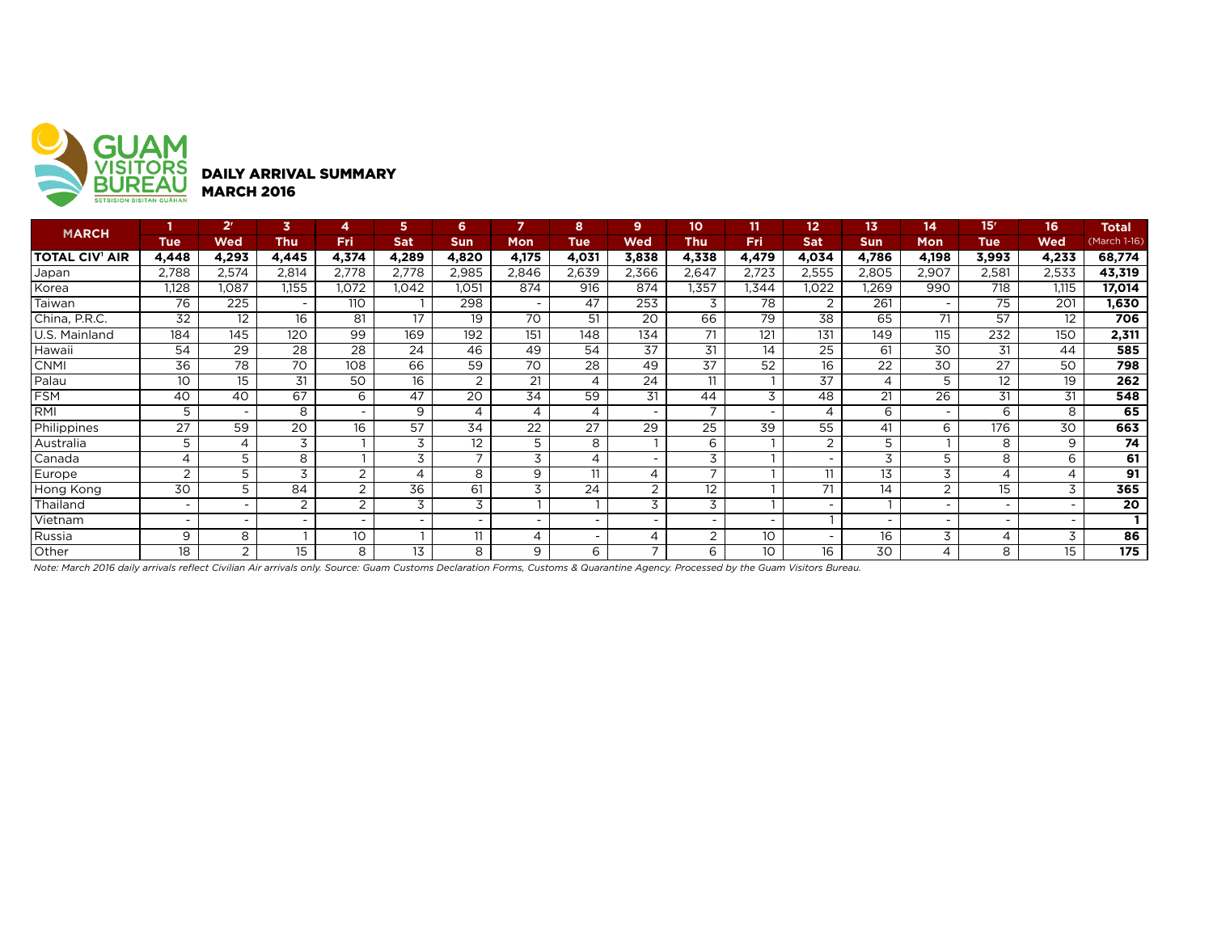GUAM VISITORS BUREAU
SETBISION BISITAN GUAHAN

# DAILY ARRIVAL SUMMARY
## MARCH 2016

| MARCH | 1 | 2r | 3 | 4 | 5 | 6 | 7 | 8 | 9 | 10 | 11 | 12 | 13 | 14 | 15r | 16 | Total |
|---|---|---|---|---|---|---|---|---|---|---|---|---|---|---|---|---|---|
| | Tue | Wed | Thu | Fri | Sat | Sun | Mon | Tue | Wed | Thu | Fri | Sat | Sun | Mon | Tue | Wed | (March 1-16) |
| **TOTAL CIV[1] AIR** | **4,448** | **4,293** | **4,445** | **4,374** | **4,289** | **4,820** | **4,175** | **4,031** | **3,838** | **4,338** | **4,479** | **4,034** | **4,786** | **4,198** | **3,993** | **4,233** | **68,774** |
| Japan | 2,788 | 2,574 | 2,814 | 2,778 | 2,778 | 2,985 | 2,846 | 2,639 | 2,366 | 2,647 | 2,723 | 2,555 | 2,805 | 2,907 | 2,581 | 2,533 | **43,319** |
| Korea | 1,128 | 1,087 | 1,155 | 1,072 | 1,042 | 1,051 | 874 | 916 | 874 | 1,357 | 1,344 | 1,022 | 1,269 | 990 | 718 | 1,115 | **17,014** |
| Taiwan | 76 | 225 | - | 110 | 1 | 298 | - | 47 | 253 | 3 | 78 | 2 | 261 | - | 75 | 201 | **1,630** |
| China, P.R.C. | 32 | 12 | 16 | 81 | 17 | 19 | 70 | 51 | 20 | 66 | 79 | 38 | 65 | 71 | 57 | 12 | **706** |
| U.S. Mainland | 184 | 145 | 120 | 99 | 169 | 192 | 151 | 148 | 134 | 71 | 121 | 131 | 149 | 115 | 232 | 150 | **2,311** |
| Hawaii | 54 | 29 | 28 | 28 | 24 | 46 | 49 | 54 | 37 | 31 | 14 | 25 | 61 | 30 | 31 | 44 | **585** |
| CNMI | 36 | 78 | 70 | 108 | 66 | 59 | 70 | 28 | 49 | 37 | 52 | 16 | 22 | 30 | 27 | 50 | **798** |
| Palau | 10 | 15 | 31 | 50 | 16 | 2 | 21 | 4 | 24 | 11 | 1 | 37 | 4 | 5 | 12 | 19 | **262** |
| FSM | 40 | 40 | 67 | 6 | 47 | 20 | 34 | 59 | 31 | 44 | 3 | 48 | 21 | 26 | 31 | 31 | **548** |
| RMI | 5 | - | 8 | - | 9 | 4 | 4 | 4 | - | 7 | - | 4 | 6 | - | 6 | 8 | **65** |
| Philippines | 27 | 59 | 20 | 16 | 57 | 34 | 22 | 27 | 29 | 25 | 39 | 55 | 41 | 6 | 176 | 30 | **663** |
| Australia | 5 | 4 | 3 | 1 | 3 | 12 | 5 | 8 | 1 | 6 | 1 | 2 | 5 | 1 | 8 | 9 | **74** |
| Canada | 4 | 5 | 8 | 1 | 3 | 7 | 3 | 4 | - | 3 | 1 | - | 3 | 5 | 8 | 6 | **61** |
| Europe | 2 | 5 | 3 | 2 | 4 | 8 | 9 | 11 | 4 | 7 | 1 | 11 | 13 | 3 | 4 | 4 | **91** |
| Hong Kong | 30 | 5 | 84 | 2 | 36 | 61 | 3 | 24 | 2 | 12 | 1 | 71 | 14 | 2 | 15 | 3 | **365** |
| Thailand | - | - | 2 | 2 | 3 | 3 | 1 | 1 | 3 | 3 | 1 | - | 1 | - | - | - | **20** |
| Vietnam | - | - | - | - | - | - | - | - | - | - | - | 1 | - | - | - | - | **1** |
| Russia | 9 | 8 | 1 | 10 | 1 | 11 | 4 | - | 4 | 2 | 10 | - | 16 | 3 | 4 | 3 | **86** |
| Other | 18 | 2 | 15 | 8 | 13 | 8 | 9 | 6 | 7 | 6 | 10 | 16 | 30 | 4 | 8 | 15 | **175** |

*Note: March 2016 daily arrivals reflect Civilian Air arrivals only. Source: Guam Customs Declaration Forms, Customs & Quarantine Agency. Processed by the Guam Visitors Bureau.*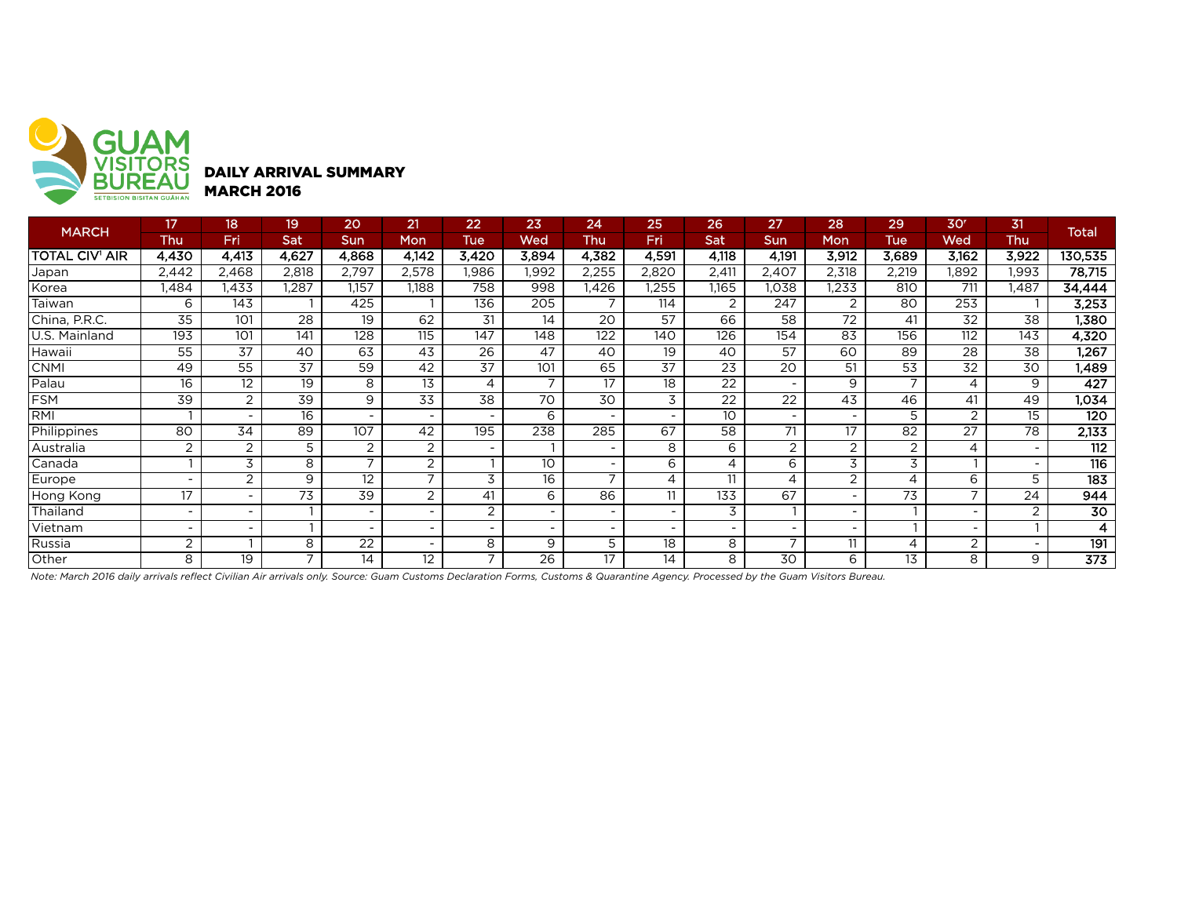GUAM VISITORS BUREAU
SETBISION BISITAN GUÅHAN

## DAILY ARRIVAL SUMMARY
## MARCH 2016

| MARCH | 17 | 18 | 19 | 20 | 21 | 22 | 23 | 24 | 25 | 26 | 27 | 28 | 29 | 30[r] | 31 | Total |
|---|---|---|---|---|---|---|---|---|---|---|---|---|---|---|---|---|
| | Thu | Fri | Sat | Sun | Mon | Tue | Wed | Thu | Fri | Sat | Sun | Mon | Tue | Wed | Thu | |
| **TOTAL CIV[1] AIR** | **4,430** | **4,413** | **4,627** | **4,868** | **4,142** | **3,420** | **3,894** | **4,382** | **4,591** | **4,118** | **4,191** | **3,912** | **3,689** | **3,162** | **3,922** | **130,535** |
| Japan | 2,442 | 2,468 | 2,818 | 2,797 | 2,578 | 1,986 | 1,992 | 2,255 | 2,820 | 2,411 | 2,407 | 2,318 | 2,219 | 1,892 | 1,993 | **78,715** |
| Korea | 1,484 | 1,433 | 1,287 | 1,157 | 1,188 | 758 | 998 | 1,426 | 1,255 | 1,165 | 1,038 | 1,233 | 810 | 711 | 1,487 | **34,444** |
| Taiwan | 6 | 143 | 1 | 425 | 1 | 136 | 205 | 7 | 114 | 2 | 247 | 2 | 80 | 253 | 1 | **3,253** |
| China, P.R.C. | 35 | 101 | 28 | 19 | 62 | 31 | 14 | 20 | 57 | 66 | 58 | 72 | 41 | 32 | 38 | **1,380** |
| U.S. Mainland | 193 | 101 | 141 | 128 | 115 | 147 | 148 | 122 | 140 | 126 | 154 | 83 | 156 | 112 | 143 | **4,320** |
| Hawaii | 55 | 37 | 40 | 63 | 43 | 26 | 47 | 40 | 19 | 40 | 57 | 60 | 89 | 28 | 38 | **1,267** |
| CNMI | 49 | 55 | 37 | 59 | 42 | 37 | 101 | 65 | 37 | 23 | 20 | 51 | 53 | 32 | 30 | **1,489** |
| Palau | 16 | 12 | 19 | 8 | 13 | 4 | 7 | 17 | 18 | 22 | - | 9 | 7 | 4 | 9 | **427** |
| FSM | 39 | 2 | 39 | 9 | 33 | 38 | 70 | 30 | 3 | 22 | 22 | 43 | 46 | 41 | 49 | **1,034** |
| RMI | 1 | - | 16 | - | - | - | 6 | - | - | 10 | - | - | 5 | 2 | 15 | **120** |
| Philippines | 80 | 34 | 89 | 107 | 42 | 195 | 238 | 285 | 67 | 58 | 71 | 17 | 82 | 27 | 78 | **2,133** |
| Australia | 2 | 2 | 5 | 2 | 2 | - | 1 | - | 8 | 6 | 2 | 2 | 2 | 4 | - | **112** |
| Canada | 1 | 3 | 8 | 7 | 2 | 1 | 10 | - | 6 | 4 | 6 | 3 | 3 | 1 | - | **116** |
| Europe | - | 2 | 9 | 12 | 7 | 3 | 16 | 7 | 4 | 11 | 4 | 2 | 4 | 6 | 5 | **183** |
| Hong Kong | 17 | - | 73 | 39 | 2 | 41 | 6 | 86 | 11 | 133 | 67 | - | 73 | 7 | 24 | **944** |
| Thailand | - | - | 1 | - | - | 2 | - | - | - | 3 | 1 | - | 1 | - | 2 | **30** |
| Vietnam | - | - | 1 | - | - | - | - | - | - | - | - | - | 1 | - | 1 | **4** |
| Russia | 2 | 1 | 8 | 22 | - | 8 | 9 | 5 | 18 | 8 | 7 | 11 | 4 | 2 | - | **191** |
| Other | 8 | 19 | 7 | 14 | 12 | 7 | 26 | 17 | 14 | 8 | 30 | 6 | 13 | 8 | 9 | **373** |

*Note: March 2016 daily arrivals reflect Civilian Air arrivals only. Source: Guam Customs Declaration Forms, Customs & Quarantine Agency. Processed by the Guam Visitors Bureau.*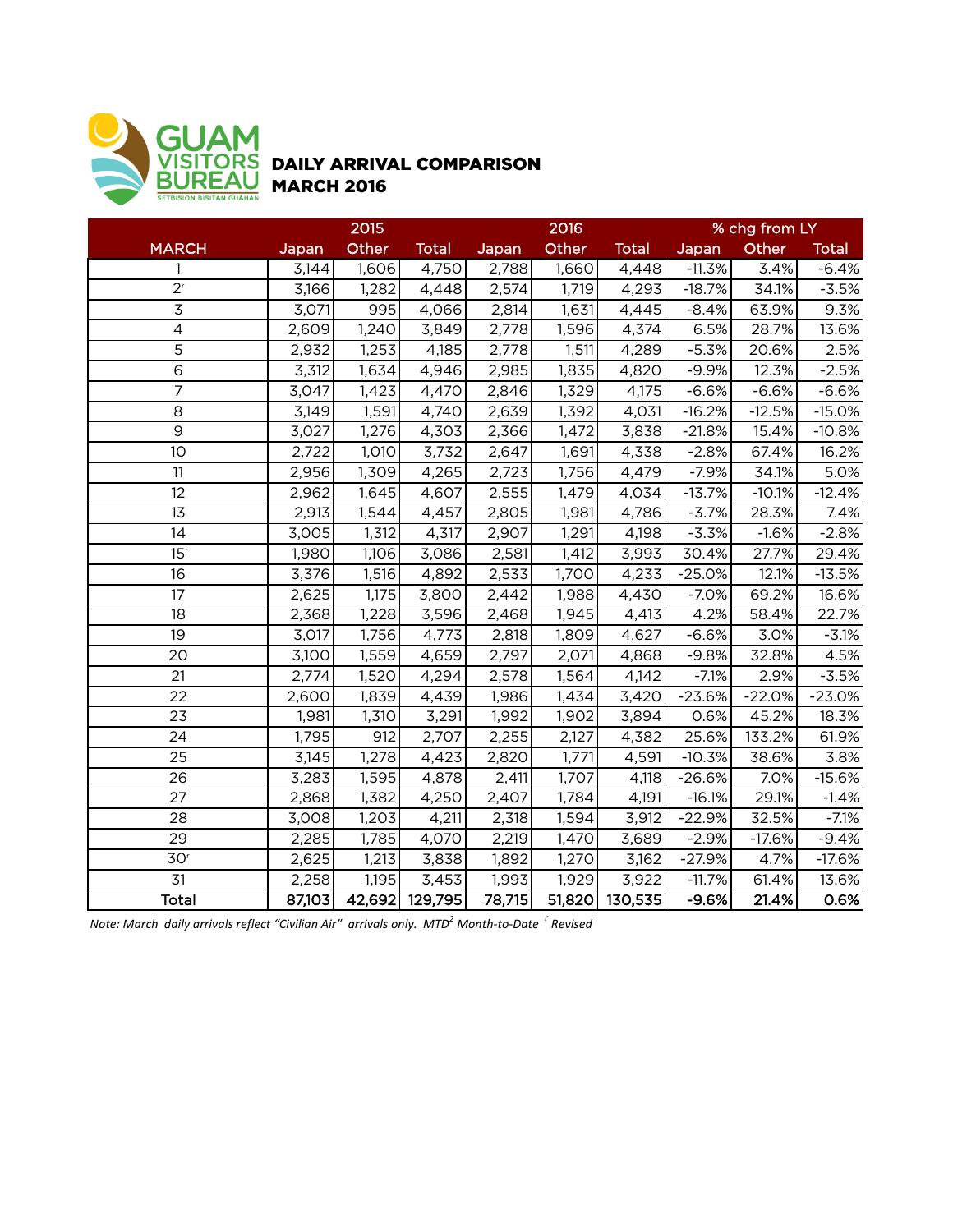GUAM VISITORS BUREAU
SETBISION BISITAN GUÅHAN

# DAILY ARRIVAL COMPARISON
## MARCH 2016

| | 2015 | | | 2016 | | | % chg from LY | | |
|---|---|---|---|---|---|---|---|---|---|
| MARCH | Japan | Other | Total | Japan | Other | Total | Japan | Other | Total |
| 1 | 3,144 | 1,606 | 4,750 | 2,788 | 1,660 | 4,448 | -11.3% | 3.4% | -6.4% |
| 2r | 3,166 | 1,282 | 4,448 | 2,574 | 1,719 | 4,293 | -18.7% | 34.1% | -3.5% |
| 3 | 3,071 | 995 | 4,066 | 2,814 | 1,631 | 4,445 | -8.4% | 63.9% | 9.3% |
| 4 | 2,609 | 1,240 | 3,849 | 2,778 | 1,596 | 4,374 | 6.5% | 28.7% | 13.6% |
| 5 | 2,932 | 1,253 | 4,185 | 2,778 | 1,511 | 4,289 | -5.3% | 20.6% | 2.5% |
| 6 | 3,312 | 1,634 | 4,946 | 2,985 | 1,835 | 4,820 | -9.9% | 12.3% | -2.5% |
| 7 | 3,047 | 1,423 | 4,470 | 2,846 | 1,329 | 4,175 | -6.6% | -6.6% | -6.6% |
| 8 | 3,149 | 1,591 | 4,740 | 2,639 | 1,392 | 4,031 | -16.2% | -12.5% | -15.0% |
| 9 | 3,027 | 1,276 | 4,303 | 2,366 | 1,472 | 3,838 | -21.8% | 15.4% | -10.8% |
| 10 | 2,722 | 1,010 | 3,732 | 2,647 | 1,691 | 4,338 | -2.8% | 67.4% | 16.2% |
| 11 | 2,956 | 1,309 | 4,265 | 2,723 | 1,756 | 4,479 | -7.9% | 34.1% | 5.0% |
| 12 | 2,962 | 1,645 | 4,607 | 2,555 | 1,479 | 4,034 | -13.7% | -10.1% | -12.4% |
| 13 | 2,913 | 1,544 | 4,457 | 2,805 | 1,981 | 4,786 | -3.7% | 28.3% | 7.4% |
| 14 | 3,005 | 1,312 | 4,317 | 2,907 | 1,291 | 4,198 | -3.3% | -1.6% | -2.8% |
| 15r | 1,980 | 1,106 | 3,086 | 2,581 | 1,412 | 3,993 | 30.4% | 27.7% | 29.4% |
| 16 | 3,376 | 1,516 | 4,892 | 2,533 | 1,700 | 4,233 | -25.0% | 12.1% | -13.5% |
| 17 | 2,625 | 1,175 | 3,800 | 2,442 | 1,988 | 4,430 | -7.0% | 69.2% | 16.6% |
| 18 | 2,368 | 1,228 | 3,596 | 2,468 | 1,945 | 4,413 | 4.2% | 58.4% | 22.7% |
| 19 | 3,017 | 1,756 | 4,773 | 2,818 | 1,809 | 4,627 | -6.6% | 3.0% | -3.1% |
| 20 | 3,100 | 1,559 | 4,659 | 2,797 | 2,071 | 4,868 | -9.8% | 32.8% | 4.5% |
| 21 | 2,774 | 1,520 | 4,294 | 2,578 | 1,564 | 4,142 | -7.1% | 2.9% | -3.5% |
| 22 | 2,600 | 1,839 | 4,439 | 1,986 | 1,434 | 3,420 | -23.6% | -22.0% | -23.0% |
| 23 | 1,981 | 1,310 | 3,291 | 1,992 | 1,902 | 3,894 | 0.6% | 45.2% | 18.3% |
| 24 | 1,795 | 912 | 2,707 | 2,255 | 2,127 | 4,382 | 25.6% | 133.2% | 61.9% |
| 25 | 3,145 | 1,278 | 4,423 | 2,820 | 1,771 | 4,591 | -10.3% | 38.6% | 3.8% |
| 26 | 3,283 | 1,595 | 4,878 | 2,411 | 1,707 | 4,118 | -26.6% | 7.0% | -15.6% |
| 27 | 2,868 | 1,382 | 4,250 | 2,407 | 1,784 | 4,191 | -16.1% | 29.1% | -1.4% |
| 28 | 3,008 | 1,203 | 4,211 | 2,318 | 1,594 | 3,912 | -22.9% | 32.5% | -7.1% |
| 29 | 2,285 | 1,785 | 4,070 | 2,219 | 1,470 | 3,689 | -2.9% | -17.6% | -9.4% |
| 30r | 2,625 | 1,213 | 3,838 | 1,892 | 1,270 | 3,162 | -27.9% | 4.7% | -17.6% |
| 31 | 2,258 | 1,195 | 3,453 | 1,993 | 1,929 | 3,922 | -11.7% | 61.4% | 13.6% |
| **Total** | **87,103** | **42,692** | **129,795** | **78,715** | **51,820** | **130,535** | **-9.6%** | **21.4%** | **0.6%** |

*Note: March daily arrivals reflect "Civilian Air" arrivals only. MTD[2] Month-to-Date [r] Revised*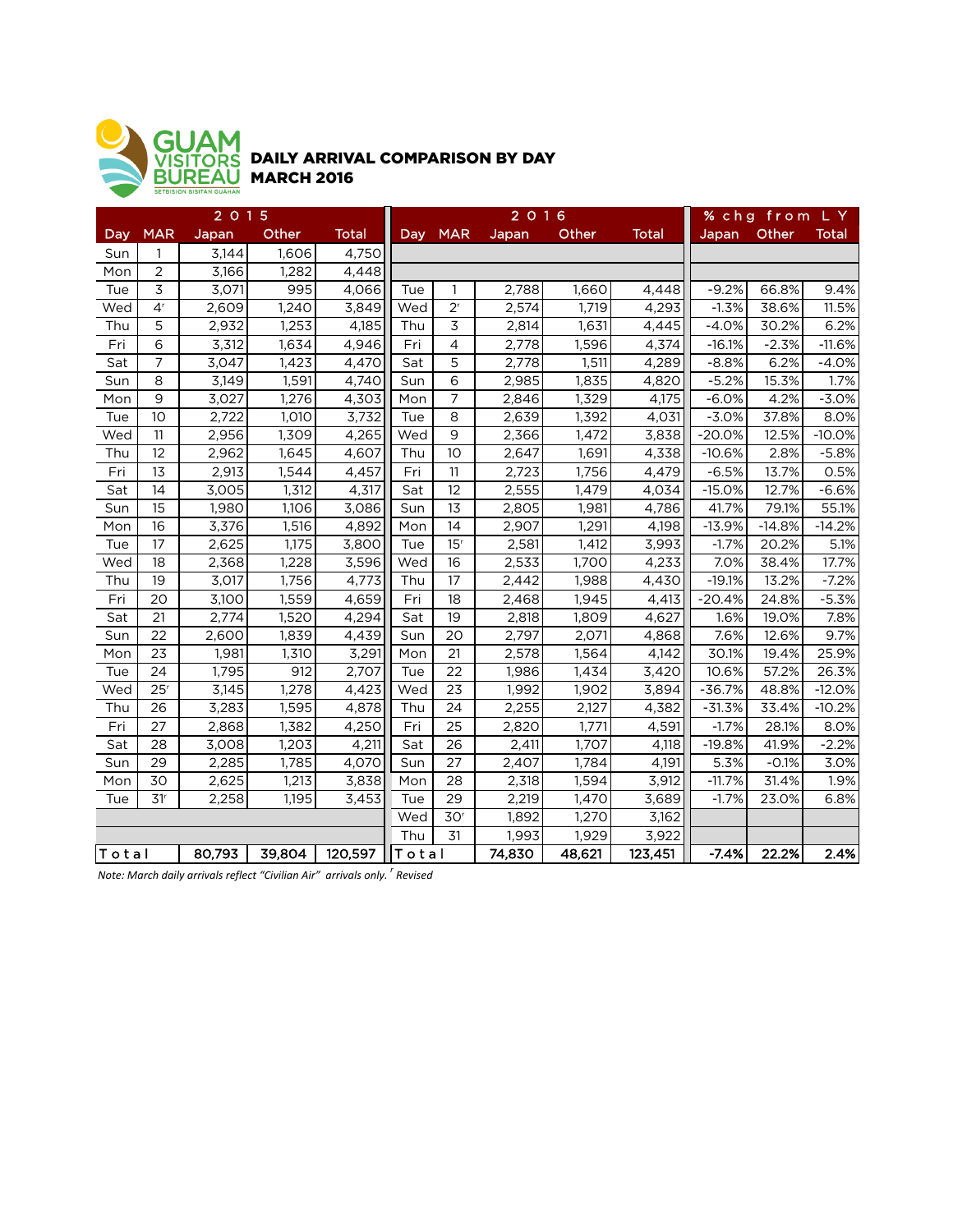GUAM VISITORS BUREAU
SETBISION BISITAN GUÅHAN

# DAILY ARRIVAL COMPARISON BY DAY
## MARCH 2016

| 2015 | | | | | 2016 | | | | | % chg from LY | | |
|---|---|---|---|---|---|---|---|---|---|---|---|---|
| Day | MAR | Japan | Other | Total | Day | MAR | Japan | Other | Total | Japan | Other | Total |
| Sun | 1 | 3,144 | 1,606 | 4,750 | | | | | | | | |
| Mon | 2 | 3,166 | 1,282 | 4,448 | | | | | | | | |
| Tue | 3 | 3,071 | 995 | 4,066 | Tue | 1 | 2,788 | 1,660 | 4,448 | -9.2% | 66.8% | 9.4% |
| Wed | 4[r] | 2,609 | 1,240 | 3,849 | Wed | 2[r] | 2,574 | 1,719 | 4,293 | -1.3% | 38.6% | 11.5% |
| Thu | 5 | 2,932 | 1,253 | 4,185 | Thu | 3 | 2,814 | 1,631 | 4,445 | -4.0% | 30.2% | 6.2% |
| Fri | 6 | 3,312 | 1,634 | 4,946 | Fri | 4 | 2,778 | 1,596 | 4,374 | -16.1% | -2.3% | -11.6% |
| Sat | 7 | 3,047 | 1,423 | 4,470 | Sat | 5 | 2,778 | 1,511 | 4,289 | -8.8% | 6.2% | -4.0% |
| Sun | 8 | 3,149 | 1,591 | 4,740 | Sun | 6 | 2,985 | 1,835 | 4,820 | -5.2% | 15.3% | 1.7% |
| Mon | 9 | 3,027 | 1,276 | 4,303 | Mon | 7 | 2,846 | 1,329 | 4,175 | -6.0% | 4.2% | -3.0% |
| Tue | 10 | 2,722 | 1,010 | 3,732 | Tue | 8 | 2,639 | 1,392 | 4,031 | -3.0% | 37.8% | 8.0% |
| Wed | 11 | 2,956 | 1,309 | 4,265 | Wed | 9 | 2,366 | 1,472 | 3,838 | -20.0% | 12.5% | -10.0% |
| Thu | 12 | 2,962 | 1,645 | 4,607 | Thu | 10 | 2,647 | 1,691 | 4,338 | -10.6% | 2.8% | -5.8% |
| Fri | 13 | 2,913 | 1,544 | 4,457 | Fri | 11 | 2,723 | 1,756 | 4,479 | -6.5% | 13.7% | 0.5% |
| Sat | 14 | 3,005 | 1,312 | 4,317 | Sat | 12 | 2,555 | 1,479 | 4,034 | -15.0% | 12.7% | -6.6% |
| Sun | 15 | 1,980 | 1,106 | 3,086 | Sun | 13 | 2,805 | 1,981 | 4,786 | 41.7% | 79.1% | 55.1% |
| Mon | 16 | 3,376 | 1,516 | 4,892 | Mon | 14 | 2,907 | 1,291 | 4,198 | -13.9% | -14.8% | -14.2% |
| Tue | 17 | 2,625 | 1,175 | 3,800 | Tue | 15[r] | 2,581 | 1,412 | 3,993 | -1.7% | 20.2% | 5.1% |
| Wed | 18 | 2,368 | 1,228 | 3,596 | Wed | 16 | 2,533 | 1,700 | 4,233 | 7.0% | 38.4% | 17.7% |
| Thu | 19 | 3,017 | 1,756 | 4,773 | Thu | 17 | 2,442 | 1,988 | 4,430 | -19.1% | 13.2% | -7.2% |
| Fri | 20 | 3,100 | 1,559 | 4,659 | Fri | 18 | 2,468 | 1,945 | 4,413 | -20.4% | 24.8% | -5.3% |
| Sat | 21 | 2,774 | 1,520 | 4,294 | Sat | 19 | 2,818 | 1,809 | 4,627 | 1.6% | 19.0% | 7.8% |
| Sun | 22 | 2,600 | 1,839 | 4,439 | Sun | 20 | 2,797 | 2,071 | 4,868 | 7.6% | 12.6% | 9.7% |
| Mon | 23 | 1,981 | 1,310 | 3,291 | Mon | 21 | 2,578 | 1,564 | 4,142 | 30.1% | 19.4% | 25.9% |
| Tue | 24 | 1,795 | 912 | 2,707 | Tue | 22 | 1,986 | 1,434 | 3,420 | 10.6% | 57.2% | 26.3% |
| Wed | 25[r] | 3,145 | 1,278 | 4,423 | Wed | 23 | 1,992 | 1,902 | 3,894 | -36.7% | 48.8% | -12.0% |
| Thu | 26 | 3,283 | 1,595 | 4,878 | Thu | 24 | 2,255 | 2,127 | 4,382 | -31.3% | 33.4% | -10.2% |
| Fri | 27 | 2,868 | 1,382 | 4,250 | Fri | 25 | 2,820 | 1,771 | 4,591 | -1.7% | 28.1% | 8.0% |
| Sat | 28 | 3,008 | 1,203 | 4,211 | Sat | 26 | 2,411 | 1,707 | 4,118 | -19.8% | 41.9% | -2.2% |
| Sun | 29 | 2,285 | 1,785 | 4,070 | Sun | 27 | 2,407 | 1,784 | 4,191 | 5.3% | -0.1% | 3.0% |
| Mon | 30 | 2,625 | 1,213 | 3,838 | Mon | 28 | 2,318 | 1,594 | 3,912 | -11.7% | 31.4% | 1.9% |
| Tue | 31[r] | 2,258 | 1,195 | 3,453 | Tue | 29 | 2,219 | 1,470 | 3,689 | -1.7% | 23.0% | 6.8% |
| | | | | | Wed | 30[r] | 1,892 | 1,270 | 3,162 | | | |
| | | | | | Thu | 31 | 1,993 | 1,929 | 3,922 | | | |
| Total | | 80,793 | 39,804 | 120,597 | Total | | 74,830 | 48,621 | 123,451 | -7.4% | 22.2% | 2.4% |

*Note: March daily arrivals reflect "Civilian Air" arrivals only. [r] Revised*